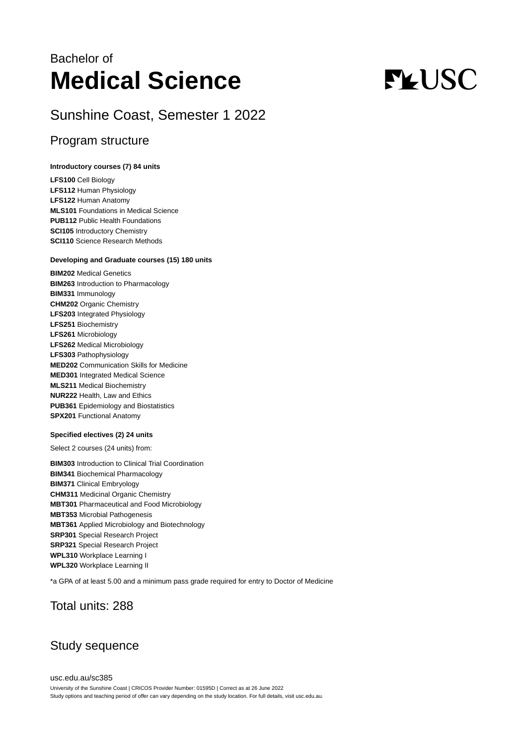Bachelor of

# Medical Science

## Sunshine Coast, Semester 1 2022

## Program structure

**Introductory courses (7) 84 units**

**LFS100** Cell Biology
**LFS112** Human Physiology
**LFS122** Human Anatomy
**MLS101** Foundations in Medical Science
**PUB112** Public Health Foundations
**SCI105** Introductory Chemistry
**SCI110** Science Research Methods

**Developing and Graduate courses (15) 180 units**

**BIM202** Medical Genetics
**BIM263** Introduction to Pharmacology
**BIM331** Immunology
**CHM202** Organic Chemistry
**LFS203** Integrated Physiology
**LFS251** Biochemistry
**LFS261** Microbiology
**LFS262** Medical Microbiology
**LFS303** Pathophysiology
**MED202** Communication Skills for Medicine
**MED301** Integrated Medical Science
**MLS211** Medical Biochemistry
**NUR222** Health, Law and Ethics
**PUB361** Epidemiology and Biostatistics
**SPX201** Functional Anatomy

**Specified electives (2) 24 units**

Select 2 courses (24 units) from:

**BIM303** Introduction to Clinical Trial Coordination
**BIM341** Biochemical Pharmacology
**BIM371** Clinical Embryology
**CHM311** Medicinal Organic Chemistry
**MBT301** Pharmaceutical and Food Microbiology
**MBT353** Microbial Pathogenesis
**MBT361** Applied Microbiology and Biotechnology
**SRP301** Special Research Project
**SRP321** Special Research Project
**WPL310** Workplace Learning I
**WPL320** Workplace Learning II

*a GPA of at least 5.00 and a minimum pass grade required for entry to Doctor of Medicine

## Total units: 288

## Study sequence

usc.edu.au/sc385

University of the Sunshine Coast | CRICOS Provider Number: 01595D | Correct as at 26 June 2022
Study options and teaching period of offer can vary depending on the study location. For full details, visit usc.edu.au.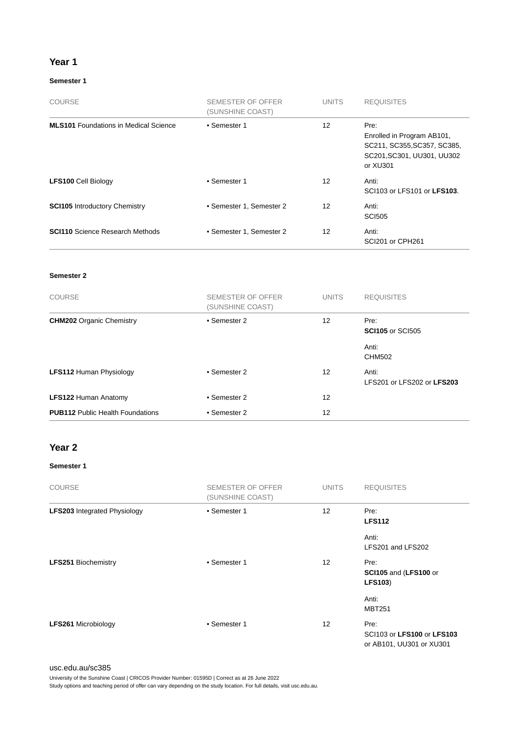## Year 1

### Semester 1

| COURSE | SEMESTER OF OFFER (SUNSHINE COAST) | UNITS | REQUISITES |
|---|---|---|---|
| **MLS101** Foundations in Medical Science | • Semester 1 | 12 | Pre:<br>Enrolled in Program AB101, SC211, SC355,SC357, SC385, SC201,SC301, UU301, UU302 or XU301 |
| **LFS100** Cell Biology | • Semester 1 | 12 | Anti:<br>SCI103 or LFS101 or **LFS103**. |
| **SCI105** Introductory Chemistry | • Semester 1, Semester 2 | 12 | Anti:<br>SCI505 |
| **SCI110** Science Research Methods | • Semester 1, Semester 2 | 12 | Anti:<br>SCI201 or CPH261 |

### Semester 2

| COURSE | SEMESTER OF OFFER (SUNSHINE COAST) | UNITS | REQUISITES |
|---|---|---|---|
| **CHM202** Organic Chemistry | • Semester 2 | 12 | Pre:<br>**SCI105** or SCI505<br><br>Anti:<br>CHM502 |
| **LFS112** Human Physiology | • Semester 2 | 12 | Anti:<br>LFS201 or LFS202 or **LFS203** |
| **LFS122** Human Anatomy | • Semester 2 | 12 | |
| **PUB112** Public Health Foundations | • Semester 2 | 12 | |

## Year 2

### Semester 1

| COURSE | SEMESTER OF OFFER (SUNSHINE COAST) | UNITS | REQUISITES |
|---|---|---|---|
| **LFS203** Integrated Physiology | • Semester 1 | 12 | Pre:<br>**LFS112**<br><br>Anti:<br>LFS201 and LFS202 |
| **LFS251** Biochemistry | • Semester 1 | 12 | Pre:<br>**SCI105** and (**LFS100** or **LFS103**)<br><br>Anti:<br>MBT251 |
| **LFS261** Microbiology | • Semester 1 | 12 | Pre:<br>SCI103 or **LFS100** or **LFS103** or AB101, UU301 or XU301 |

usc.edu.au/sc385

University of the Sunshine Coast | CRICOS Provider Number: 01595D | Correct as at 26 June 2022
Study options and teaching period of offer can vary depending on the study location. For full details, visit usc.edu.au.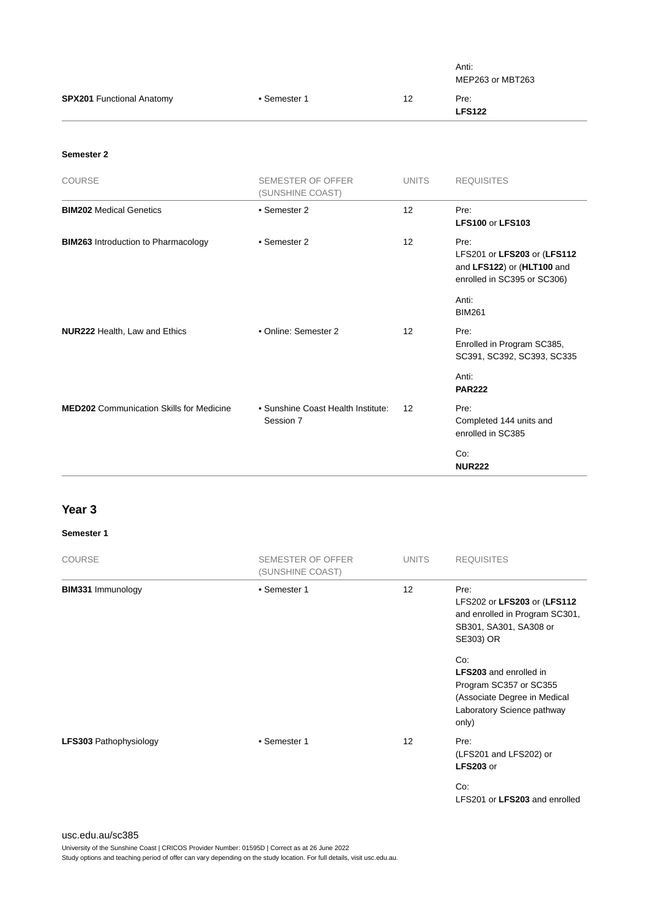| COURSE | SEMESTER OF OFFER (SUNSHINE COAST) | UNITS | REQUISITES |
|---|---|---|---|
| | | | Anti: MEP263 or MBT263 |
| **SPX201** Functional Anatomy | • Semester 1 | 12 | Pre: **LFS122** |

#### Semester 2

| COURSE | SEMESTER OF OFFER (SUNSHINE COAST) | UNITS | REQUISITES |
|---|---|---|---|
| **BIM202** Medical Genetics | • Semester 2 | 12 | Pre: **LFS100** or **LFS103** |
| **BIM263** Introduction to Pharmacology | • Semester 2 | 12 | Pre: LFS201 or **LFS203** or (**LFS112** and **LFS122**) or (**HLT100** and enrolled in SC395 or SC306)<br><br>Anti: BIM261 |
| **NUR222** Health, Law and Ethics | • Online: Semester 2 | 12 | Pre: Enrolled in Program SC385, SC391, SC392, SC393, SC335<br><br>Anti: **PAR222** |
| **MED202** Communication Skills for Medicine | • Sunshine Coast Health Institute: Session 7 | 12 | Pre: Completed 144 units and enrolled in SC385<br><br>Co: **NUR222** |

### Year 3

#### Semester 1

| COURSE | SEMESTER OF OFFER (SUNSHINE COAST) | UNITS | REQUISITES |
|---|---|---|---|
| **BIM331** Immunology | • Semester 1 | 12 | Pre: LFS202 or **LFS203** or (**LFS112** and enrolled in Program SC301, SB301, SA301, SA308 or SE303) OR<br><br>Co: **LFS203** and enrolled in Program SC357 or SC355 (Associate Degree in Medical Laboratory Science pathway only) |
| **LFS303** Pathophysiology | • Semester 1 | 12 | Pre: (LFS201 and LFS202) or **LFS203** or<br><br>Co: LFS201 or **LFS203** and enrolled |

usc.edu.au/sc385

University of the Sunshine Coast | CRICOS Provider Number: 01595D | Correct as at 26 June 2022
Study options and teaching period of offer can vary depending on the study location. For full details, visit usc.edu.au.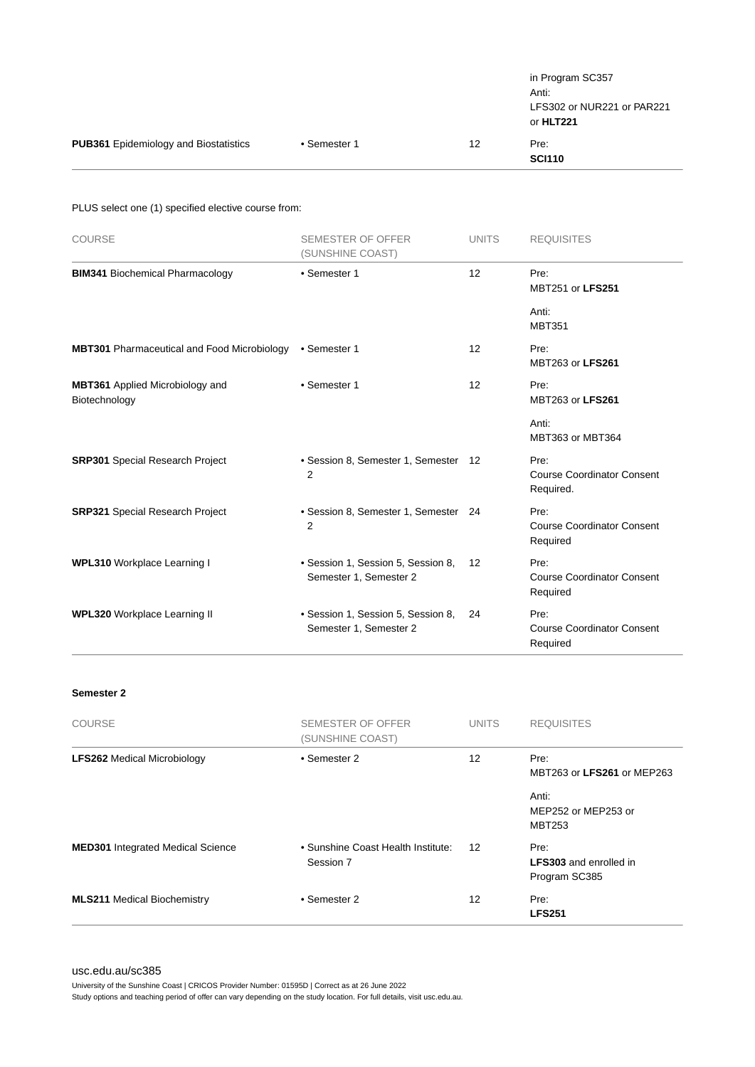| | | | in Program SC357<br>Anti:<br>LFS302 or NUR221 or PAR221 or **HLT221** |
|---|---|---|---|
| **PUB361** Epidemiology and Biostatistics | • Semester 1 | 12 | Pre:<br>**SCI110** |

PLUS select one (1) specified elective course from:

| COURSE | SEMESTER OF OFFER (SUNSHINE COAST) | UNITS | REQUISITES |
|---|---|---|---|
| **BIM341** Biochemical Pharmacology | • Semester 1 | 12 | Pre:<br>MBT251 or **LFS251**<br><br>Anti:<br>MBT351 |
| **MBT301** Pharmaceutical and Food Microbiology | • Semester 1 | 12 | Pre:<br>MBT263 or **LFS261** |
| **MBT361** Applied Microbiology and Biotechnology | • Semester 1 | 12 | Pre:<br>MBT263 or **LFS261**<br><br>Anti:<br>MBT363 or MBT364 |
| **SRP301** Special Research Project | • Session 8, Semester 1, Semester 2 | 12 | Pre:<br>Course Coordinator Consent Required. |
| **SRP321** Special Research Project | • Session 8, Semester 1, Semester 2 | 24 | Pre:<br>Course Coordinator Consent Required |
| **WPL310** Workplace Learning I | • Session 1, Session 5, Session 8, Semester 1, Semester 2 | 12 | Pre:<br>Course Coordinator Consent Required |
| **WPL320** Workplace Learning II | • Session 1, Session 5, Session 8, Semester 1, Semester 2 | 24 | Pre:<br>Course Coordinator Consent Required |

**Semester 2**

| COURSE | SEMESTER OF OFFER (SUNSHINE COAST) | UNITS | REQUISITES |
|---|---|---|---|
| **LFS262** Medical Microbiology | • Semester 2 | 12 | Pre:<br>MBT263 or **LFS261** or MEP263<br><br>Anti:<br>MEP252 or MEP253 or MBT253 |
| **MED301** Integrated Medical Science | • Sunshine Coast Health Institute: Session 7 | 12 | Pre:<br>**LFS303** and enrolled in Program SC385 |
| **MLS211** Medical Biochemistry | • Semester 2 | 12 | Pre:<br>**LFS251** |

usc.edu.au/sc385

University of the Sunshine Coast | CRICOS Provider Number: 01595D | Correct as at 26 June 2022
Study options and teaching period of offer can vary depending on the study location. For full details, visit usc.edu.au.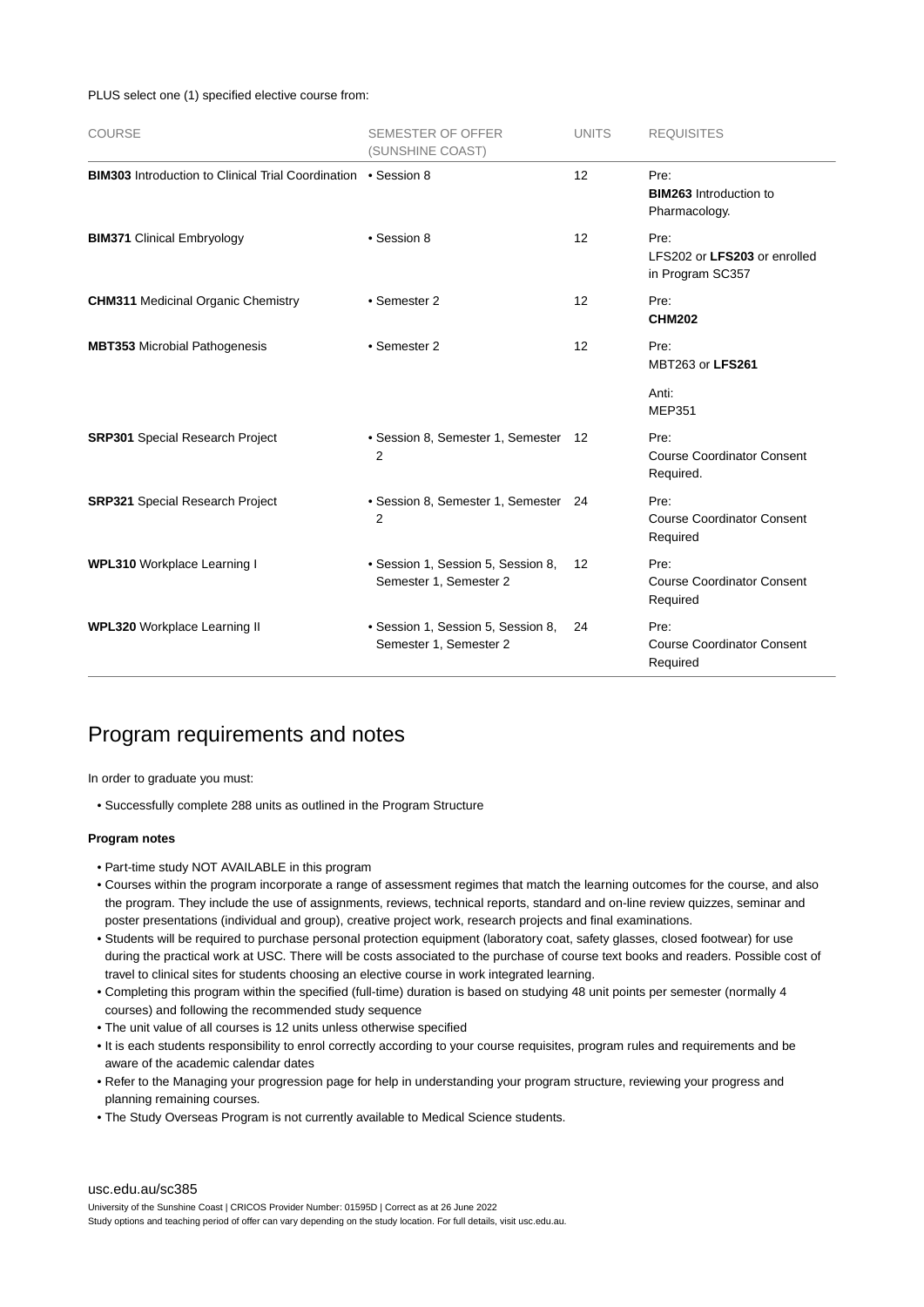PLUS select one (1) specified elective course from:

| COURSE | SEMESTER OF OFFER (SUNSHINE COAST) | UNITS | REQUISITES |
|---|---|---|---|
| **BIM303** Introduction to Clinical Trial Coordination | • Session 8 | 12 | Pre: **BIM263** Introduction to Pharmacology. |
| **BIM371** Clinical Embryology | • Session 8 | 12 | Pre: LFS202 or **LFS203** or enrolled in Program SC357 |
| **CHM311** Medicinal Organic Chemistry | • Semester 2 | 12 | Pre: **CHM202** |
| **MBT353** Microbial Pathogenesis | • Semester 2 | 12 | Pre: MBT263 or **LFS261**<br><br>Anti: MEP351 |
| **SRP301** Special Research Project | • Session 8, Semester 1, Semester 2 | 12 | Pre: Course Coordinator Consent Required. |
| **SRP321** Special Research Project | • Session 8, Semester 1, Semester 2 | 24 | Pre: Course Coordinator Consent Required |
| **WPL310** Workplace Learning I | • Session 1, Session 5, Session 8, Semester 1, Semester 2 | 12 | Pre: Course Coordinator Consent Required |
| **WPL320** Workplace Learning II | • Session 1, Session 5, Session 8, Semester 1, Semester 2 | 24 | Pre: Course Coordinator Consent Required |

## Program requirements and notes

In order to graduate you must:

- Successfully complete 288 units as outlined in the Program Structure

**Program notes**

- Part-time study NOT AVAILABLE in this program
- Courses within the program incorporate a range of assessment regimes that match the learning outcomes for the course, and also the program. They include the use of assignments, reviews, technical reports, standard and on-line review quizzes, seminar and poster presentations (individual and group), creative project work, research projects and final examinations.
- Students will be required to purchase personal protection equipment (laboratory coat, safety glasses, closed footwear) for use during the practical work at USC. There will be costs associated to the purchase of course text books and readers. Possible cost of travel to clinical sites for students choosing an elective course in work integrated learning.
- Completing this program within the specified (full-time) duration is based on studying 48 unit points per semester (normally 4 courses) and following the recommended study sequence
- The unit value of all courses is 12 units unless otherwise specified
- It is each students responsibility to enrol correctly according to your course requisites, program rules and requirements and be aware of the academic calendar dates
- Refer to the Managing your progression page for help in understanding your program structure, reviewing your progress and planning remaining courses.
- The Study Overseas Program is not currently available to Medical Science students.